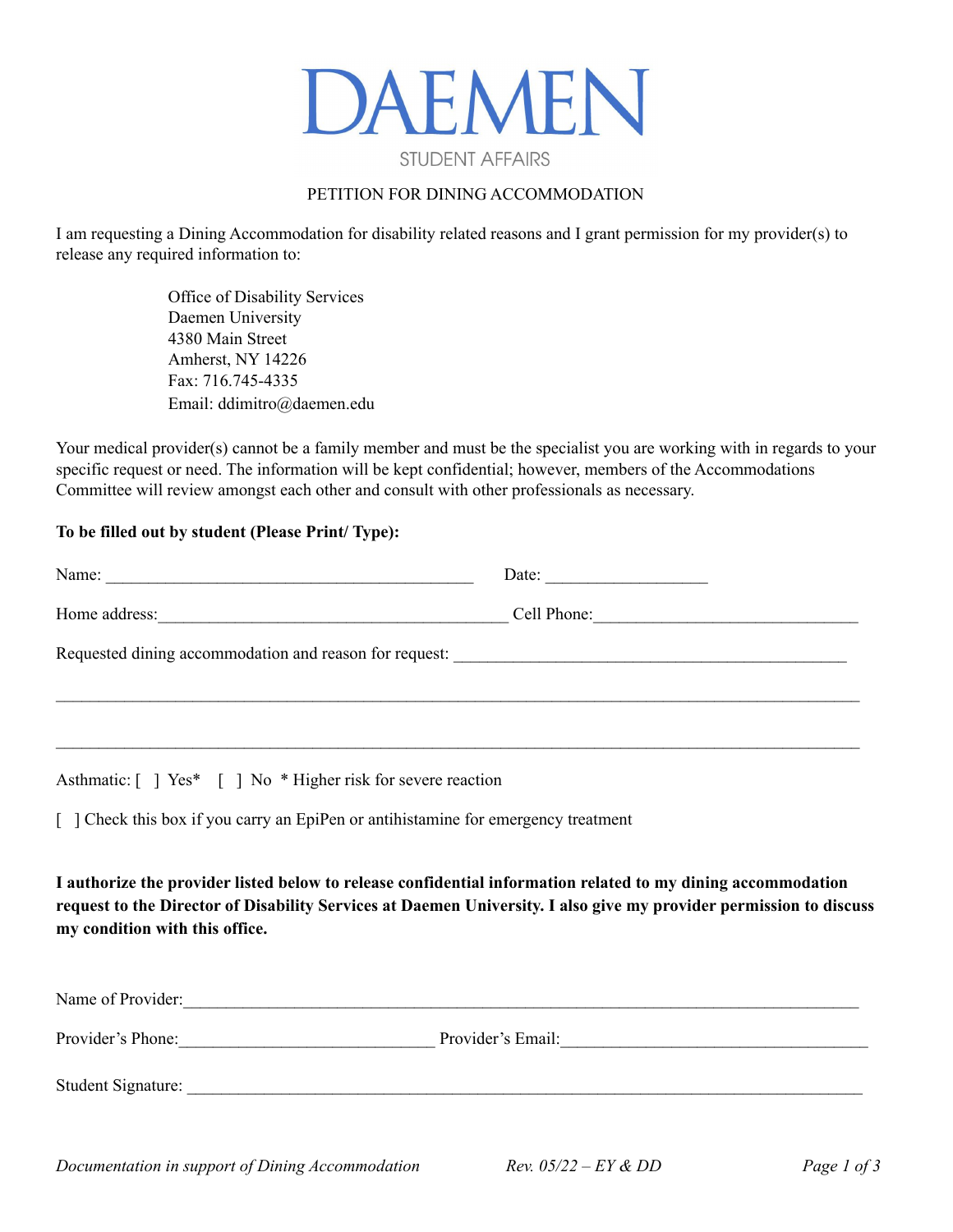# DAEMEN

STUDENT AFFAIRS

## PETITION FOR DINING ACCOMMODATION

I am requesting a Dining Accommodation for disability related reasons and I grant permission for my provider(s) to release any required information to:

> Office of Disability Services
> Daemen University
> 4380 Main Street
> Amherst, NY 14226
> Fax: 716.745-4335
> Email: ddimitro@daemen.edu

Your medical provider(s) cannot be a family member and must be the specialist you are working with in regards to your specific request or need. The information will be kept confidential; however, members of the Accommodations Committee will review amongst each other and consult with other professionals as necessary.

**To be filled out by student (Please Print/ Type):**

Name: ___________________________________________ Date: ___________________

Home address:_________________________________________ Cell Phone:______________________________

Requested dining accommodation and reason for request: ______________________________________________

_____________________________________________________________________________________________

_____________________________________________________________________________________________

Asthmatic: [ ] Yes* [ ] No * Higher risk for severe reaction

[ ] Check this box if you carry an EpiPen or antihistamine for emergency treatment

**I authorize the provider listed below to release confidential information related to my dining accommodation request to the Director of Disability Services at Daemen University. I also give my provider permission to discuss my condition with this office.**

Name of Provider:_______________________________________________________________________________

Provider's Phone:_____________________________ Provider's Email:___________________________________

Student Signature: ______________________________________________________________________________

*Documentation in support of Dining Accommodation* Rev. 05/22 – EY & DD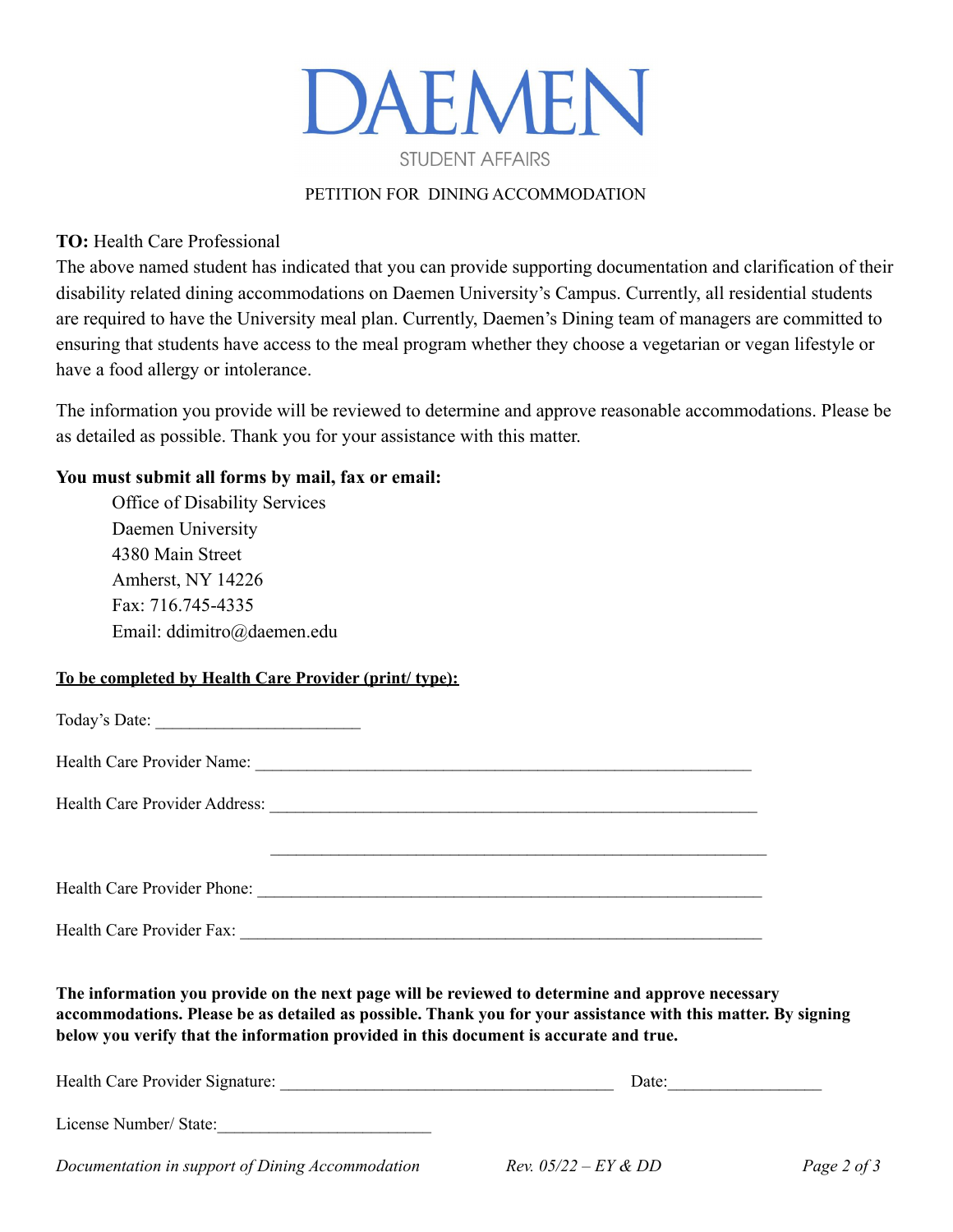# DAEMEN

STUDENT AFFAIRS

PETITION FOR DINING ACCOMMODATION

**TO:** Health Care Professional

The above named student has indicated that you can provide supporting documentation and clarification of their disability related dining accommodations on Daemen University's Campus. Currently, all residential students are required to have the University meal plan. Currently, Daemen's Dining team of managers are committed to ensuring that students have access to the meal program whether they choose a vegetarian or vegan lifestyle or have a food allergy or intolerance.

The information you provide will be reviewed to determine and approve reasonable accommodations. Please be as detailed as possible. Thank you for your assistance with this matter.

**You must submit all forms by mail, fax or email:**

Office of Disability Services
Daemen University
4380 Main Street
Amherst, NY 14226
Fax: 716.745-4335
Email: ddimitro@daemen.edu

**<u>To be completed by Health Care Provider (print/ type):</u>**

Today's Date: ________________________

Health Care Provider Name: ____________________________________________________________

Health Care Provider Address: ___________________________________________________________

____________________________________________________________

Health Care Provider Phone: ____________________________________________________________

Health Care Provider Fax: ______________________________________________________________

**The information you provide on the next page will be reviewed to determine and approve necessary accommodations. Please be as detailed as possible. Thank you for your assistance with this matter. By signing below you verify that the information provided in this document is accurate and true.**

Health Care Provider Signature: _______________________________________ Date:__________________

License Number/ State:_________________________

*Documentation in support of Dining Accommodation* *Rev. 05/22 – EY & DD*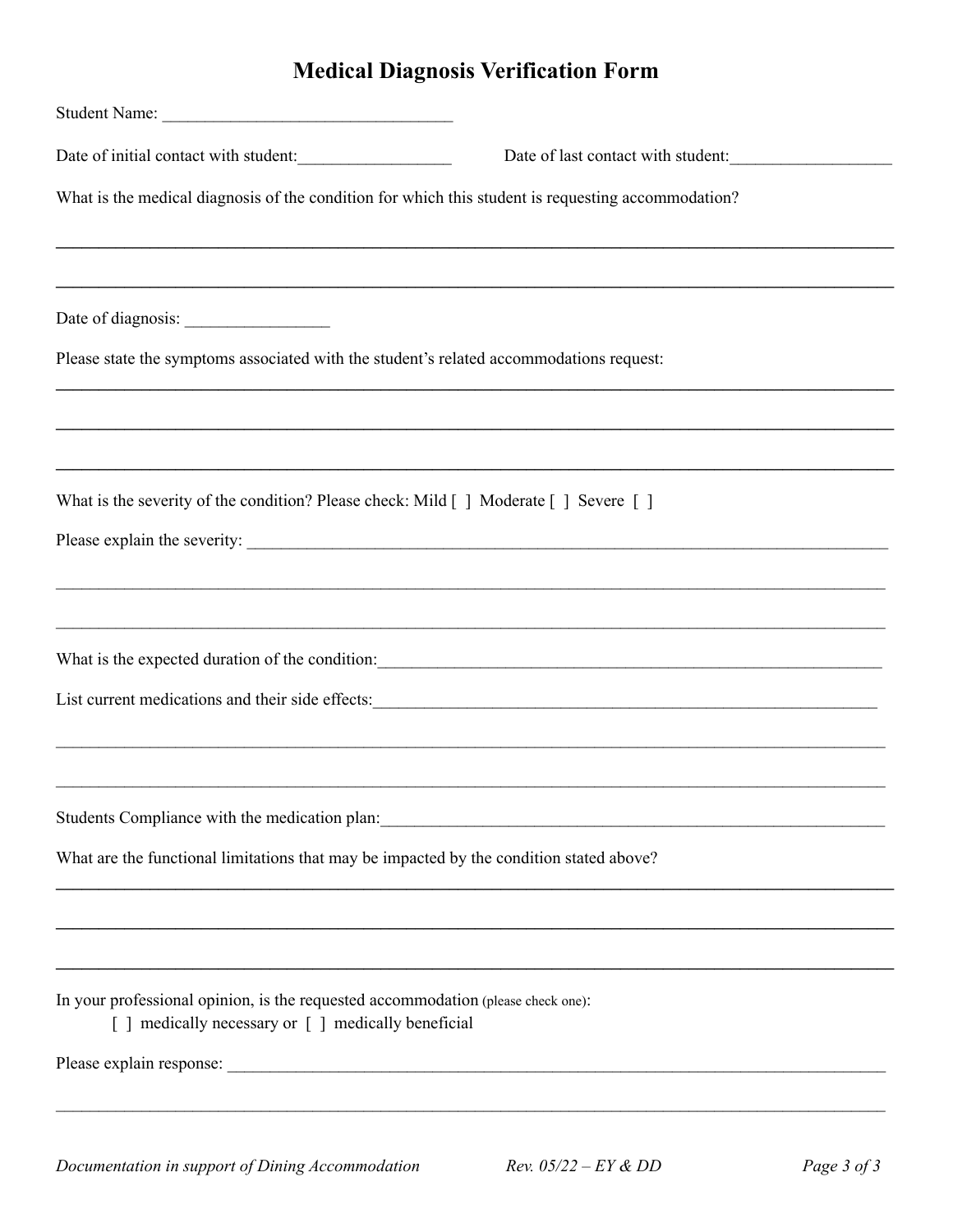# Medical Diagnosis Verification Form

Student Name: _________________________________

Date of initial contact with student:__________________ Date of last contact with student:___________________

What is the medical diagnosis of the condition for which this student is requesting accommodation?

_______________________________________________________________________________________________

_______________________________________________________________________________________________

Date of diagnosis: ________________

Please state the symptoms associated with the student's related accommodations request:

_______________________________________________________________________________________________

_______________________________________________________________________________________________

_______________________________________________________________________________________________

What is the severity of the condition? Please check: Mild [ ] Moderate [ ] Severe [ ]

Please explain the severity: ____________________________________________________________________________

_______________________________________________________________________________________________

_______________________________________________________________________________________________

What is the expected duration of the condition:______________________________________________________________

List current medications and their side effects:______________________________________________________________

_______________________________________________________________________________________________

_______________________________________________________________________________________________

Students Compliance with the medication plan:_______________________________________________________________

What are the functional limitations that may be impacted by the condition stated above?

_______________________________________________________________________________________________

_______________________________________________________________________________________________

_______________________________________________________________________________________________

In your professional opinion, is the requested accommodation (please check one):

[ ] medically necessary or [ ] medically beneficial

Please explain response: ________________________________________________________________________________

_______________________________________________________________________________________________

*Documentation in support of Dining Accommodation* *Rev. 05/22 – EY & DD*